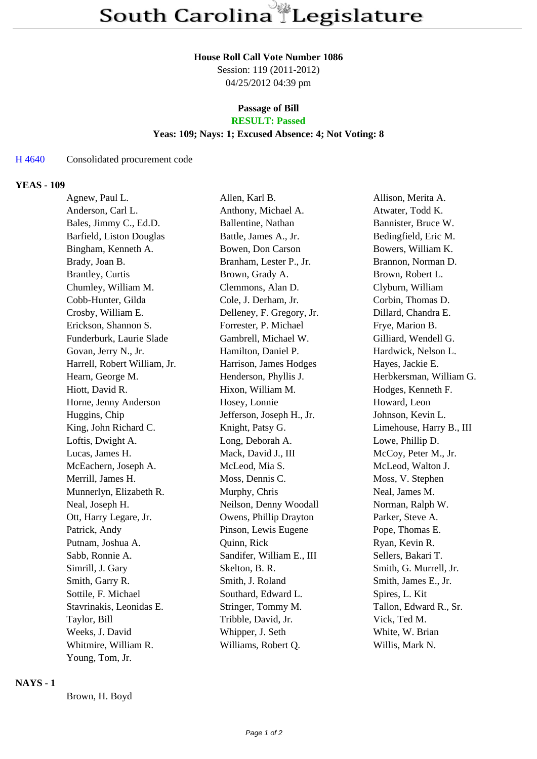# South Carolina Legislature

**House Roll Call Vote Number 1086**

Session: 119 (2011-2012)

04/25/2012 04:39 pm

**Passage of Bill**

**RESULT: Passed**

**Yeas: 109; Nays: 1; Excused Absence: 4; Not Voting: 8**

H 4640 Consolidated procurement code

## YEAS - 109

| | | |
|---|---|---|
| Agnew, Paul L. | Allen, Karl B. | Allison, Merita A. |
| Anderson, Carl L. | Anthony, Michael A. | Atwater, Todd K. |
| Bales, Jimmy C., Ed.D. | Ballentine, Nathan | Bannister, Bruce W. |
| Barfield, Liston Douglas | Battle, James A., Jr. | Bedingfield, Eric M. |
| Bingham, Kenneth A. | Bowen, Don Carson | Bowers, William K. |
| Brady, Joan B. | Branham, Lester P., Jr. | Brannon, Norman D. |
| Brantley, Curtis | Brown, Grady A. | Brown, Robert L. |
| Chumley, William M. | Clemmons, Alan D. | Clyburn, William |
| Cobb-Hunter, Gilda | Cole, J. Derham, Jr. | Corbin, Thomas D. |
| Crosby, William E. | Delleney, F. Gregory, Jr. | Dillard, Chandra E. |
| Erickson, Shannon S. | Forrester, P. Michael | Frye, Marion B. |
| Funderburk, Laurie Slade | Gambrell, Michael W. | Gilliard, Wendell G. |
| Govan, Jerry N., Jr. | Hamilton, Daniel P. | Hardwick, Nelson L. |
| Harrell, Robert William, Jr. | Harrison, James Hodges | Hayes, Jackie E. |
| Hearn, George M. | Henderson, Phyllis J. | Herbkersman, William G. |
| Hiott, David R. | Hixon, William M. | Hodges, Kenneth F. |
| Horne, Jenny Anderson | Hosey, Lonnie | Howard, Leon |
| Huggins, Chip | Jefferson, Joseph H., Jr. | Johnson, Kevin L. |
| King, John Richard C. | Knight, Patsy G. | Limehouse, Harry B., III |
| Loftis, Dwight A. | Long, Deborah A. | Lowe, Phillip D. |
| Lucas, James H. | Mack, David J., III | McCoy, Peter M., Jr. |
| McEachern, Joseph A. | McLeod, Mia S. | McLeod, Walton J. |
| Merrill, James H. | Moss, Dennis C. | Moss, V. Stephen |
| Munnerlyn, Elizabeth R. | Murphy, Chris | Neal, James M. |
| Neal, Joseph H. | Neilson, Denny Woodall | Norman, Ralph W. |
| Ott, Harry Legare, Jr. | Owens, Phillip Drayton | Parker, Steve A. |
| Patrick, Andy | Pinson, Lewis Eugene | Pope, Thomas E. |
| Putnam, Joshua A. | Quinn, Rick | Ryan, Kevin R. |
| Sabb, Ronnie A. | Sandifer, William E., III | Sellers, Bakari T. |
| Simrill, J. Gary | Skelton, B. R. | Smith, G. Murrell, Jr. |
| Smith, Garry R. | Smith, J. Roland | Smith, James E., Jr. |
| Sottile, F. Michael | Southard, Edward L. | Spires, L. Kit |
| Stavrinakis, Leonidas E. | Stringer, Tommy M. | Tallon, Edward R., Sr. |
| Taylor, Bill | Tribble, David, Jr. | Vick, Ted M. |
| Weeks, J. David | Whipper, J. Seth | White, W. Brian |
| Whitmire, William R. | Williams, Robert Q. | Willis, Mark N. |
| Young, Tom, Jr. | | |

## NAYS - 1

Brown, H. Boyd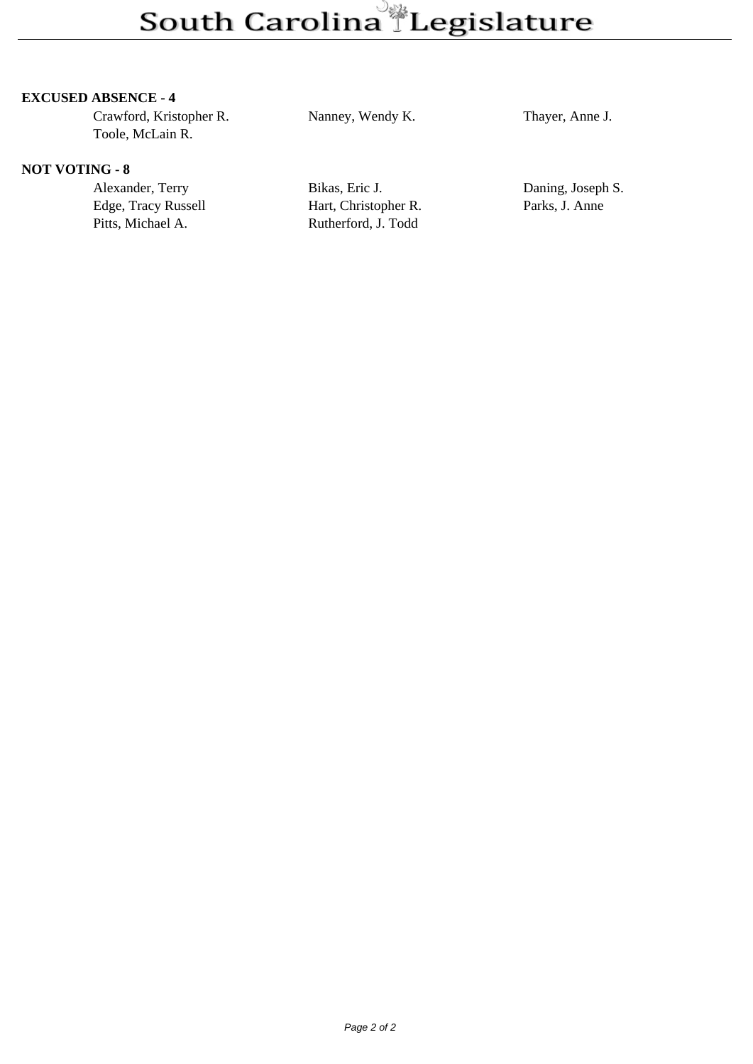**EXCUSED ABSENCE - 4**

| | | |
|---|---|---|
| Crawford, Kristopher R. | Nanney, Wendy K. | Thayer, Anne J. |
| Toole, McLain R. | | |

**NOT VOTING - 8**

| | | |
|---|---|---|
| Alexander, Terry | Bikas, Eric J. | Daning, Joseph S. |
| Edge, Tracy Russell | Hart, Christopher R. | Parks, J. Anne |
| Pitts, Michael A. | Rutherford, J. Todd | |